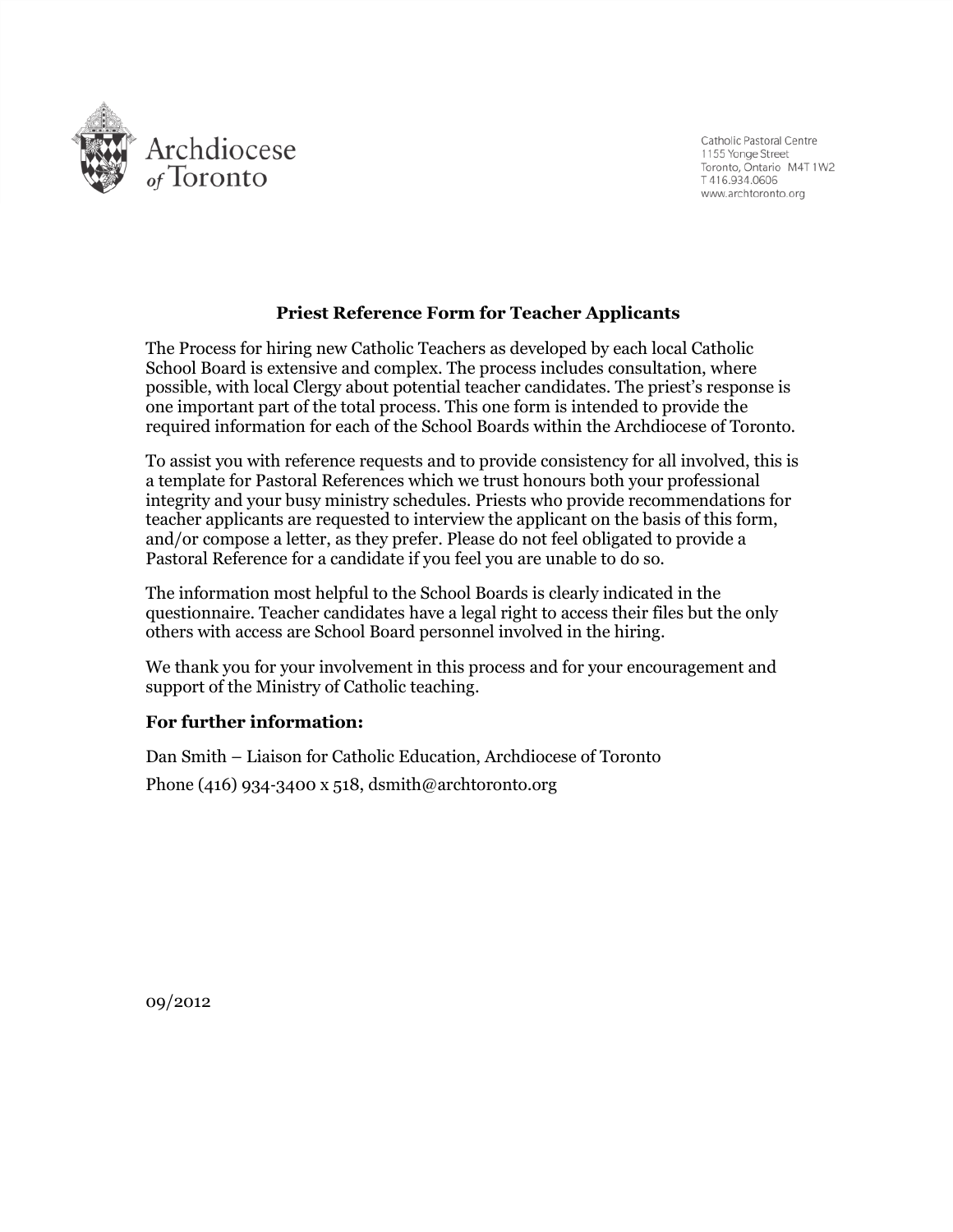Archdiocese of Toronto

Catholic Pastoral Centre
1155 Yonge Street
Toronto, Ontario M4T 1W2
T 416.934.0606
www.archtoronto.org

## Priest Reference Form for Teacher Applicants

The Process for hiring new Catholic Teachers as developed by each local Catholic School Board is extensive and complex. The process includes consultation, where possible, with local Clergy about potential teacher candidates. The priest's response is one important part of the total process. This one form is intended to provide the required information for each of the School Boards within the Archdiocese of Toronto.

To assist you with reference requests and to provide consistency for all involved, this is a template for Pastoral References which we trust honours both your professional integrity and your busy ministry schedules. Priests who provide recommendations for teacher applicants are requested to interview the applicant on the basis of this form, and/or compose a letter, as they prefer. Please do not feel obligated to provide a Pastoral Reference for a candidate if you feel you are unable to do so.

The information most helpful to the School Boards is clearly indicated in the questionnaire. Teacher candidates have a legal right to access their files but the only others with access are School Board personnel involved in the hiring.

We thank you for your involvement in this process and for your encouragement and support of the Ministry of Catholic teaching.

### For further information:

Dan Smith – Liaison for Catholic Education, Archdiocese of Toronto

Phone (416) 934-3400 x 518, dsmith@archtoronto.org

09/2012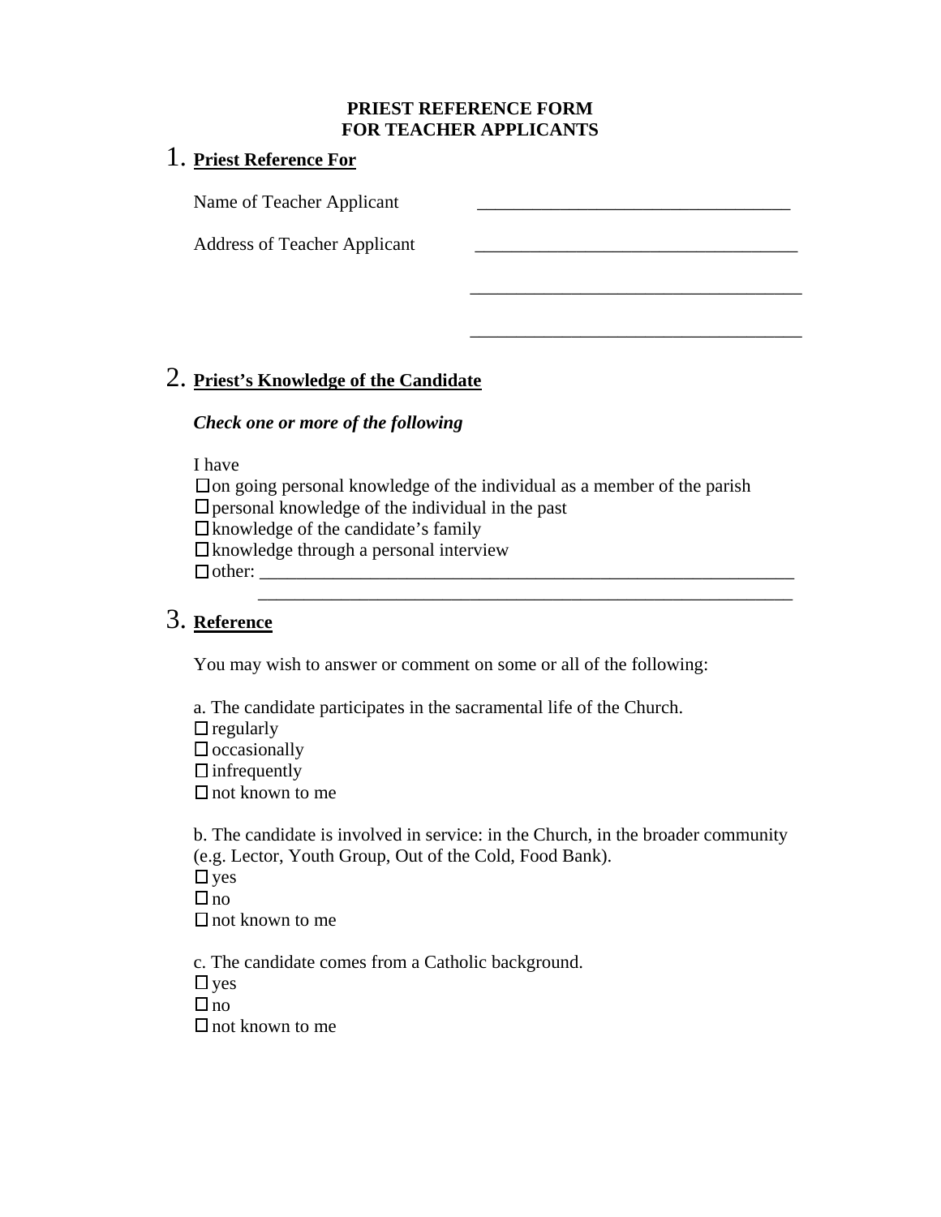**PRIEST REFERENCE FORM**
**FOR TEACHER APPLICANTS**

## 1. Priest Reference For

Name of Teacher Applicant ___________________________________

Address of Teacher Applicant ___________________________________

___________________________________

___________________________________

## 2. Priest's Knowledge of the Candidate

***Check one or more of the following***

I have

☐ on going personal knowledge of the individual as a member of the parish
☐ personal knowledge of the individual in the past
☐ knowledge of the candidate's family
☐ knowledge through a personal interview
☐ other: ___________________________________________________________
___________________________________________________________

## 3. Reference

You may wish to answer or comment on some or all of the following:

a. The candidate participates in the sacramental life of the Church.

☐ regularly
☐ occasionally
☐ infrequently
☐ not known to me

b. The candidate is involved in service: in the Church, in the broader community (e.g. Lector, Youth Group, Out of the Cold, Food Bank).

☐ yes
☐ no
☐ not known to me

c. The candidate comes from a Catholic background.

☐ yes
☐ no
☐ not known to me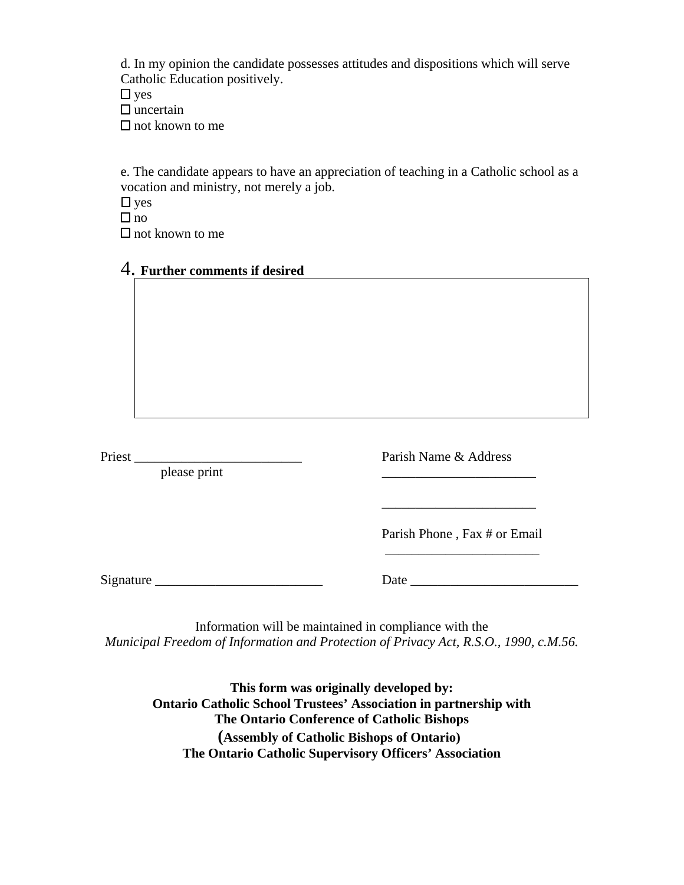d. In my opinion the candidate possesses attitudes and dispositions which will serve Catholic Education positively.

☐ yes
☐ uncertain
☐ not known to me

e. The candidate appears to have an appreciation of teaching in a Catholic school as a vocation and ministry, not merely a job.

☐ yes
☐ no
☐ not known to me

## 4. **Further comments if desired**

| |
|---|
| |

Priest _________________________
please print

Parish Name & Address
_______________________
_______________________

Parish Phone , Fax # or Email
_______________________

Signature _________________________

Date _________________________

Information will be maintained in compliance with the
*Municipal Freedom of Information and Protection of Privacy Act, R.S.O., 1990, c.M.56.*

**This form was originally developed by:**
**Ontario Catholic School Trustees' Association in partnership with**
**The Ontario Conference of Catholic Bishops**
**(Assembly of Catholic Bishops of Ontario)**
**The Ontario Catholic Supervisory Officers' Association**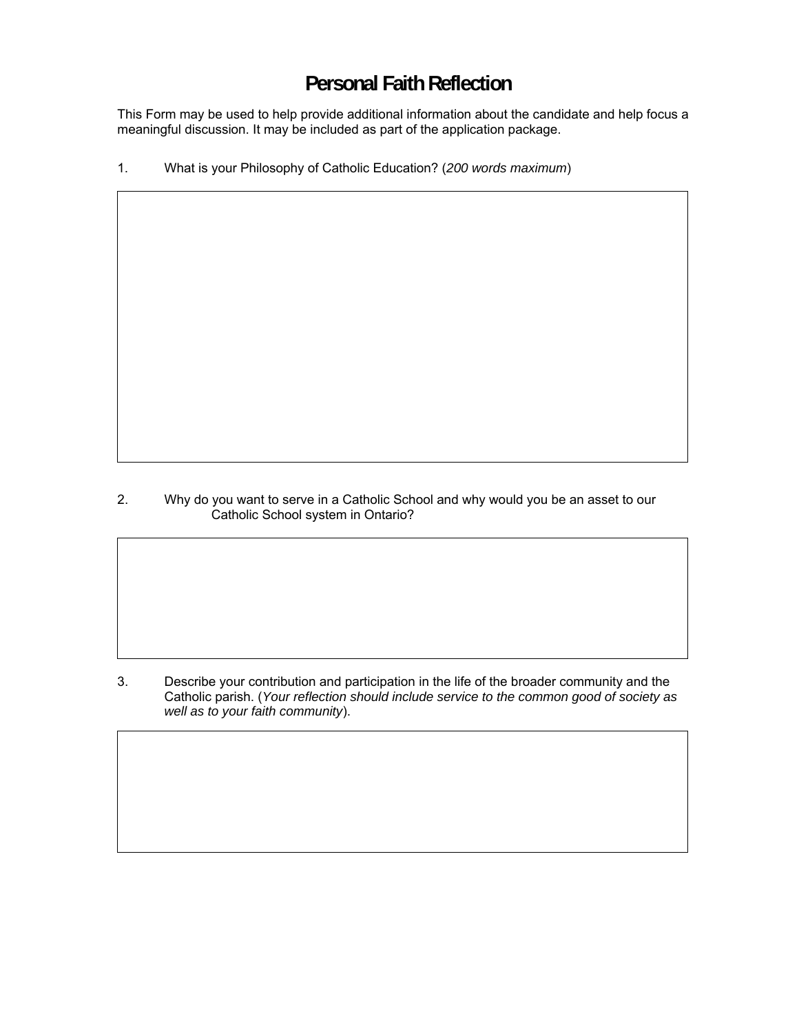# Personal Faith Reflection

This Form may be used to help provide additional information about the candidate and help focus a meaningful discussion. It may be included as part of the application package.

1. What is your Philosophy of Catholic Education? (*200 words maximum*)

2. Why do you want to serve in a Catholic School and why would you be an asset to our Catholic School system in Ontario?

3. Describe your contribution and participation in the life of the broader community and the Catholic parish. (*Your reflection should include service to the common good of society as well as to your faith community*).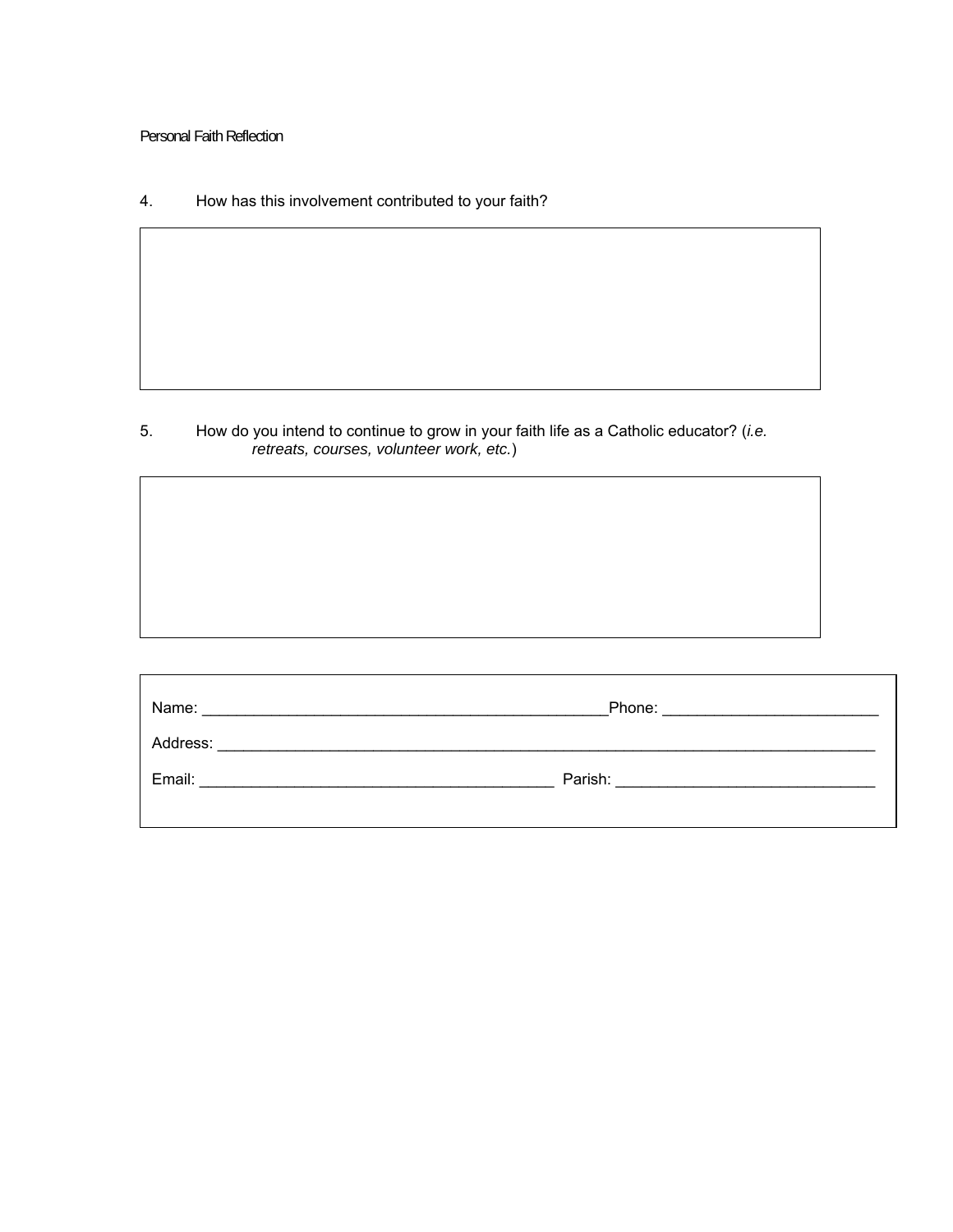4. How has this involvement contributed to your faith?

5. How do you intend to continue to grow in your faith life as a Catholic educator? (*i.e. retreats, courses, volunteer work, etc.*)

Name: ______________________________________________ Phone: ________________________

Address: ___________________________________________________________________________

Email: ________________________________________ Parish: _____________________________